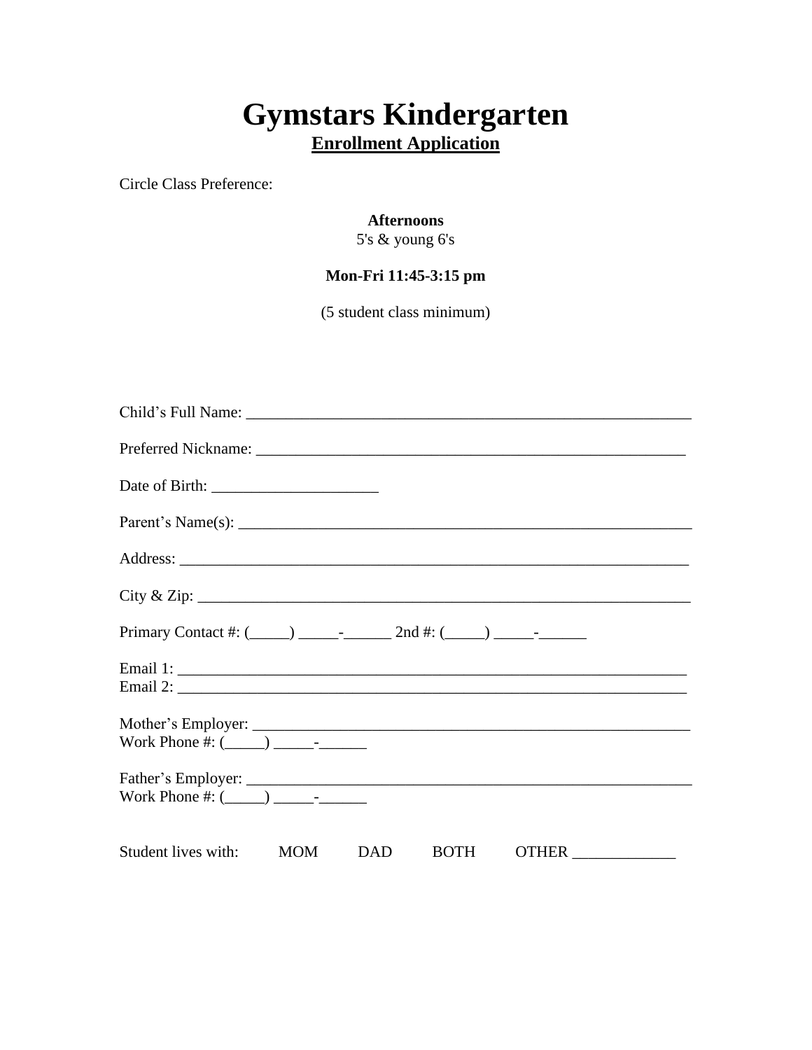# Gymstars Kindergarten

**Enrollment Application**

Circle Class Preference:

**Afternoons**
5's & young 6's

**Mon-Fri 11:45-3:15 pm**

(5 student class minimum)

Child's Full Name: ___________________________________________________________

Preferred Nickname: ________________________________________________________

Date of Birth: ______________________

Parent's Name(s): ___________________________________________________________

Address: ______________________________________________________________

City & Zip: ______________________________________________________________

Primary Contact #: (_____) _____-______ 2nd #: (_____) _____-______

Email 1: _______________________________________________________________
Email 2: _______________________________________________________________

Mother's Employer: __________________________________________________________
Work Phone #: (_____) _____-______

Father's Employer: __________________________________________________________
Work Phone #: (_____) _____-______

Student lives with: MOM DAD BOTH OTHER _____________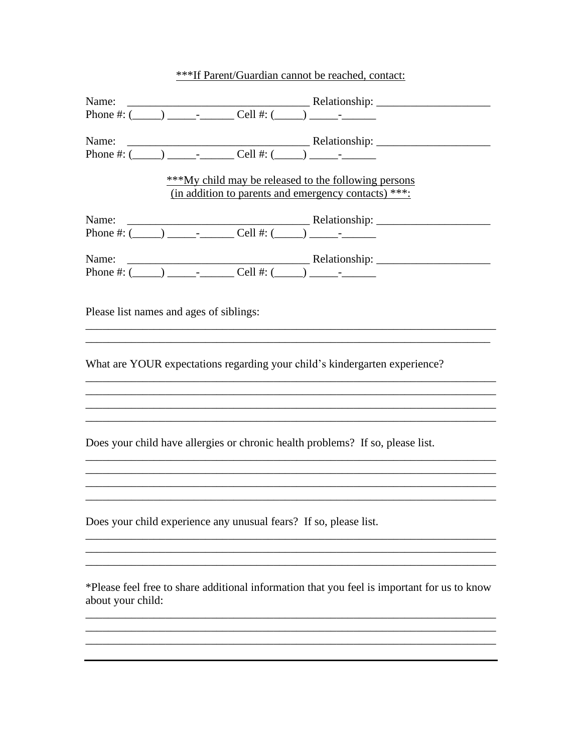***If Parent/Guardian cannot be reached, contact:

Name: ________________________________ Relationship: ____________________
Phone #: (_____) _____-______ Cell #: (_____) _____-______

Name: ________________________________ Relationship: ____________________
Phone #: (_____) _____-______ Cell #: (_____) _____-______

***My child may be released to the following persons
(in addition to parents and emergency contacts) ***:

Name: ________________________________ Relationship: ____________________
Phone #: (_____) _____-______ Cell #: (_____) _____-______

Name: ________________________________ Relationship: ____________________
Phone #: (_____) _____-______ Cell #: (_____) _____-______

Please list names and ages of siblings:
_________________________________________________________________________
_________________________________________________________________________

What are YOUR expectations regarding your child's kindergarten experience?
_________________________________________________________________________
_________________________________________________________________________
_________________________________________________________________________
_________________________________________________________________________

Does your child have allergies or chronic health problems? If so, please list.
_________________________________________________________________________
_________________________________________________________________________
_________________________________________________________________________
_________________________________________________________________________

Does your child experience any unusual fears? If so, please list.
_________________________________________________________________________
_________________________________________________________________________
_________________________________________________________________________

*Please feel free to share additional information that you feel is important for us to know about your child:
_________________________________________________________________________
_________________________________________________________________________
_________________________________________________________________________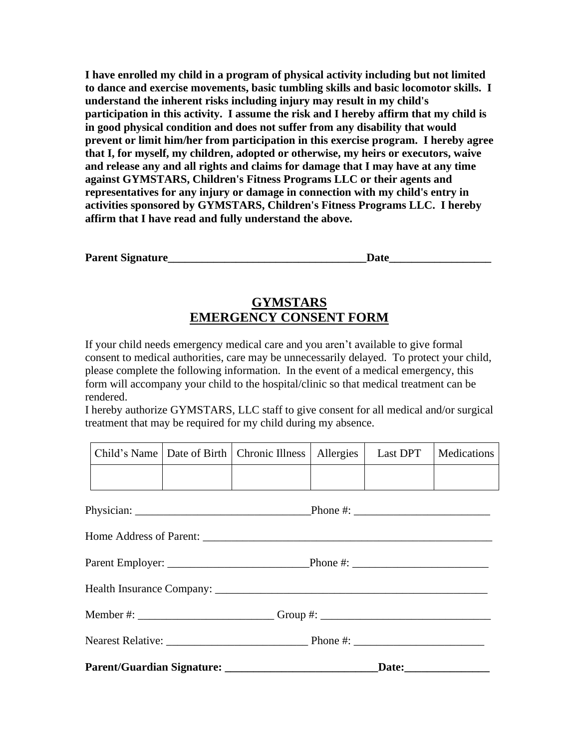**I have enrolled my child in a program of physical activity including but not limited to dance and exercise movements, basic tumbling skills and basic locomotor skills. I understand the inherent risks including injury may result in my child's participation in this activity. I assume the risk and I hereby affirm that my child is in good physical condition and does not suffer from any disability that would prevent or limit him/her from participation in this exercise program. I hereby agree that I, for myself, my children, adopted or otherwise, my heirs or executors, waive and release any and all rights and claims for damage that I may have at any time against GYMSTARS, Children's Fitness Programs LLC or their agents and representatives for any injury or damage in connection with my child's entry in activities sponsored by GYMSTARS, Children's Fitness Programs LLC. I hereby affirm that I have read and fully understand the above.**

**Parent Signature___________________________________Date__________________**

## GYMSTARS
## EMERGENCY CONSENT FORM

If your child needs emergency medical care and you aren't available to give formal consent to medical authorities, care may be unnecessarily delayed. To protect your child, please complete the following information. In the event of a medical emergency, this form will accompany your child to the hospital/clinic so that medical treatment can be rendered.

I hereby authorize GYMSTARS, LLC staff to give consent for all medical and/or surgical treatment that may be required for my child during my absence.

| Child's Name | Date of Birth | Chronic Illness | Allergies | Last DPT | Medications |
|---|---|---|---|---|---|
| | | | | | |

Physician: _______________________________Phone #: ________________________

Home Address of Parent: _____________________________________________________

Parent Employer: _________________________Phone #: ________________________

Health Insurance Company: __________________________________________________

Member #: ________________________ Group #: ______________________________

Nearest Relative: _________________________ Phone #: _______________________

**Parent/Guardian Signature: ___________________________Date:_______________**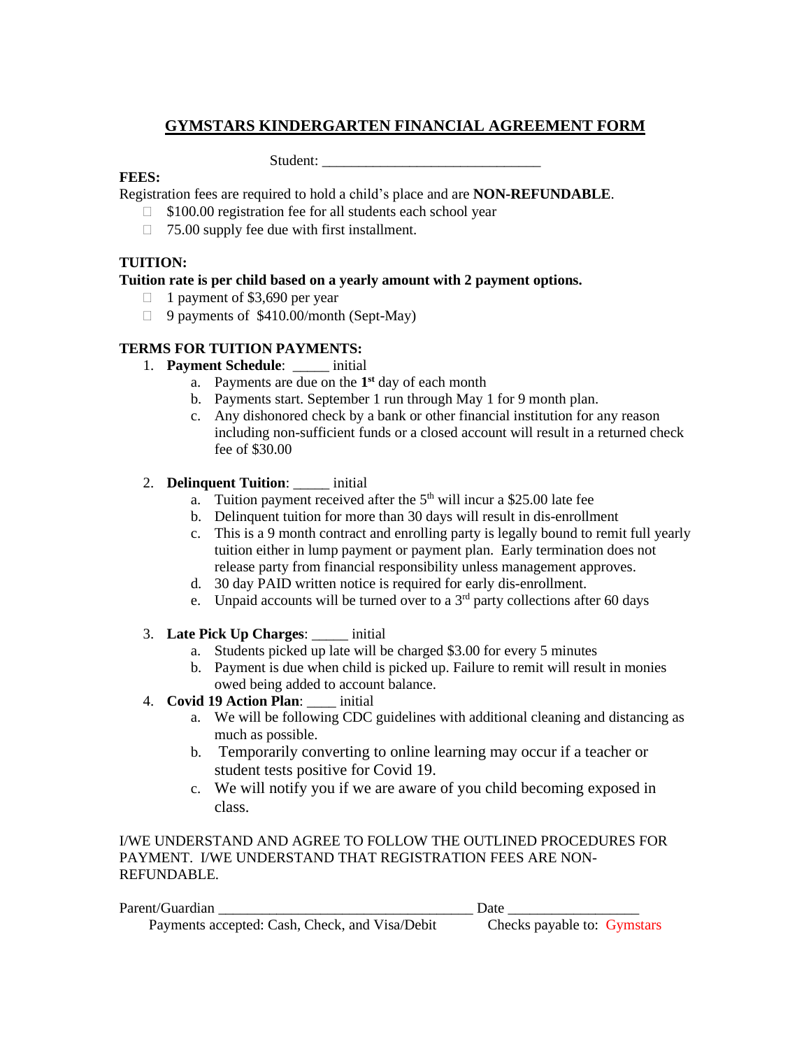# GYMSTARS KINDERGARTEN FINANCIAL AGREEMENT FORM

Student: ______________________________

**FEES:**

Registration fees are required to hold a child's place and are **NON-REFUNDABLE**.

- $100.00 registration fee for all students each school year
- 75.00 supply fee due with first installment.

**TUITION:**

**Tuition rate is per child based on a yearly amount with 2 payment options.**

- 1 payment of $3,690 per year
- 9 payments of $410.00/month (Sept-May)

**TERMS FOR TUITION PAYMENTS:**

1. **Payment Schedule**: _____ initial
    a. Payments are due on the **1st** day of each month
    b. Payments start. September 1 run through May 1 for 9 month plan.
    c. Any dishonored check by a bank or other financial institution for any reason including non-sufficient funds or a closed account will result in a returned check fee of $30.00

2. **Delinquent Tuition**: _____ initial
    a. Tuition payment received after the 5th will incur a $25.00 late fee
    b. Delinquent tuition for more than 30 days will result in dis-enrollment
    c. This is a 9 month contract and enrolling party is legally bound to remit full yearly tuition either in lump payment or payment plan. Early termination does not release party from financial responsibility unless management approves.
    d. 30 day PAID written notice is required for early dis-enrollment.
    e. Unpaid accounts will be turned over to a 3rd party collections after 60 days

3. **Late Pick Up Charges**: _____ initial
    a. Students picked up late will be charged $3.00 for every 5 minutes
    b. Payment is due when child is picked up. Failure to remit will result in monies owed being added to account balance.

4. **Covid 19 Action Plan**: ____ initial
    a. We will be following CDC guidelines with additional cleaning and distancing as much as possible.
    b. Temporarily converting to online learning may occur if a teacher or student tests positive for Covid 19.
    c. We will notify you if we are aware of you child becoming exposed in class.

I/WE UNDERSTAND AND AGREE TO FOLLOW THE OUTLINED PROCEDURES FOR PAYMENT. I/WE UNDERSTAND THAT REGISTRATION FEES ARE NON-REFUNDABLE.

Parent/Guardian ___________________________________ Date __________________

Payments accepted: Cash, Check, and Visa/Debit Checks payable to: Gymstars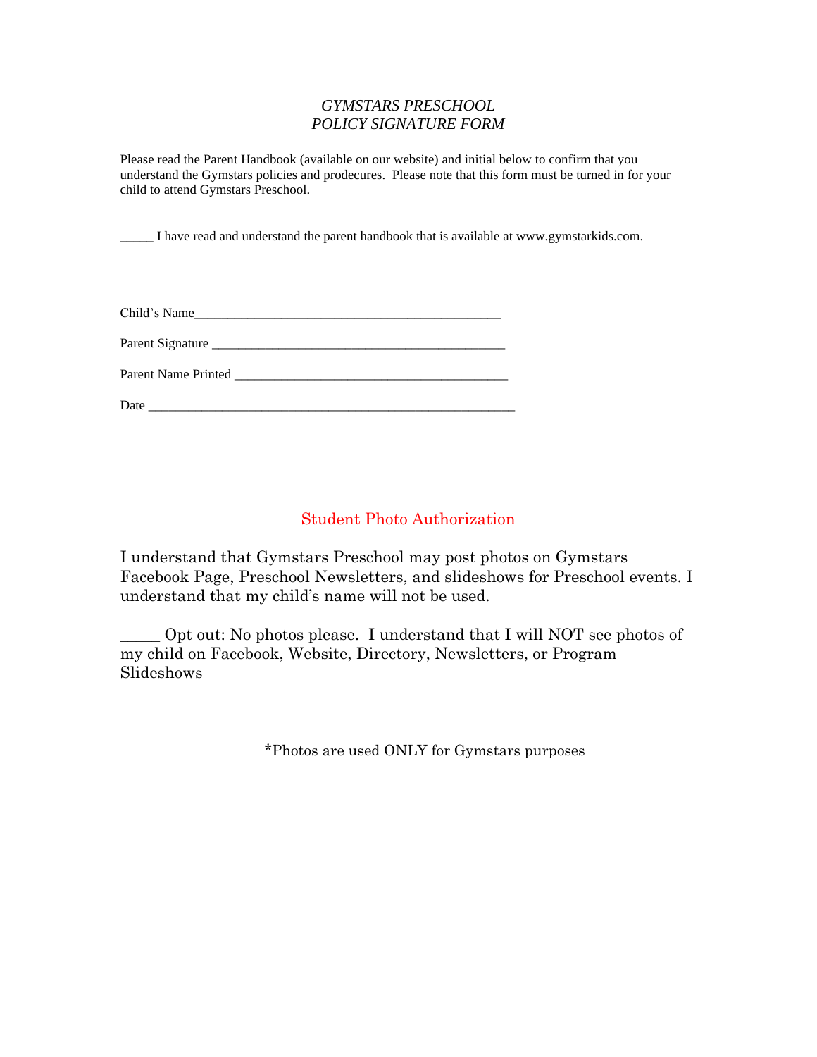*GYMSTARS PRESCHOOL*
*POLICY SIGNATURE FORM*

Please read the Parent Handbook (available on our website) and initial below to confirm that you understand the Gymstars policies and prodecures. Please note that this form must be turned in for your child to attend Gymstars Preschool.

_____ I have read and understand the parent handbook that is available at www.gymstarkids.com.

Child's Name_______________________________________________

Parent Signature ____________________________________________

Parent Name Printed _________________________________________

Date _______________________________________________________

## Student Photo Authorization

I understand that Gymstars Preschool may post photos on Gymstars Facebook Page, Preschool Newsletters, and slideshows for Preschool events. I understand that my child's name will not be used.

_____ Opt out: No photos please. I understand that I will NOT see photos of my child on Facebook, Website, Directory, Newsletters, or Program Slideshows

*Photos are used ONLY for Gymstars purposes